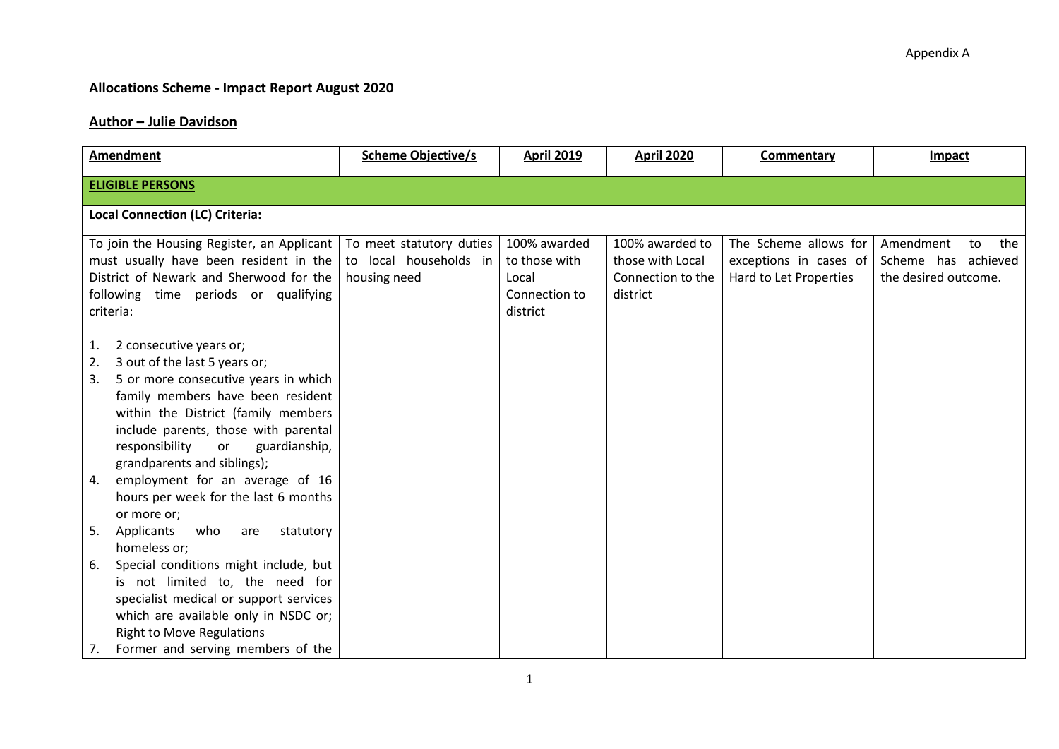Appendix A

# Allocations Scheme - Impact Report August 2020

## Author – Julie Davidson

| Amendment | Scheme Objective/s | April 2019 | April 2020 | Commentary | Impact |
|---|---|---|---|---|---|
| **ELIGIBLE PERSONS** | | | | | |
| **Local Connection (LC) Criteria:** | | | | | |
| To join the Housing Register, an Applicant must usually have been resident in the District of Newark and Sherwood for the following time periods or qualifying criteria:<br><br>1. 2 consecutive years or;<br>2. 3 out of the last 5 years or;<br>3. 5 or more consecutive years in which family members have been resident within the District (family members include parents, those with parental responsibility or guardianship, grandparents and siblings);<br>4. employment for an average of 16 hours per week for the last 6 months or more or;<br>5. Applicants who are statutory homeless or;<br>6. Special conditions might include, but is not limited to, the need for specialist medical or support services which are available only in NSDC or; Right to Move Regulations<br>7. Former and serving members of the | To meet statutory duties to local households in housing need | 100% awarded to those with Local Connection to district | 100% awarded to those with Local Connection to the district | The Scheme allows for exceptions in cases of Hard to Let Properties | Amendment to the Scheme has achieved the desired outcome. |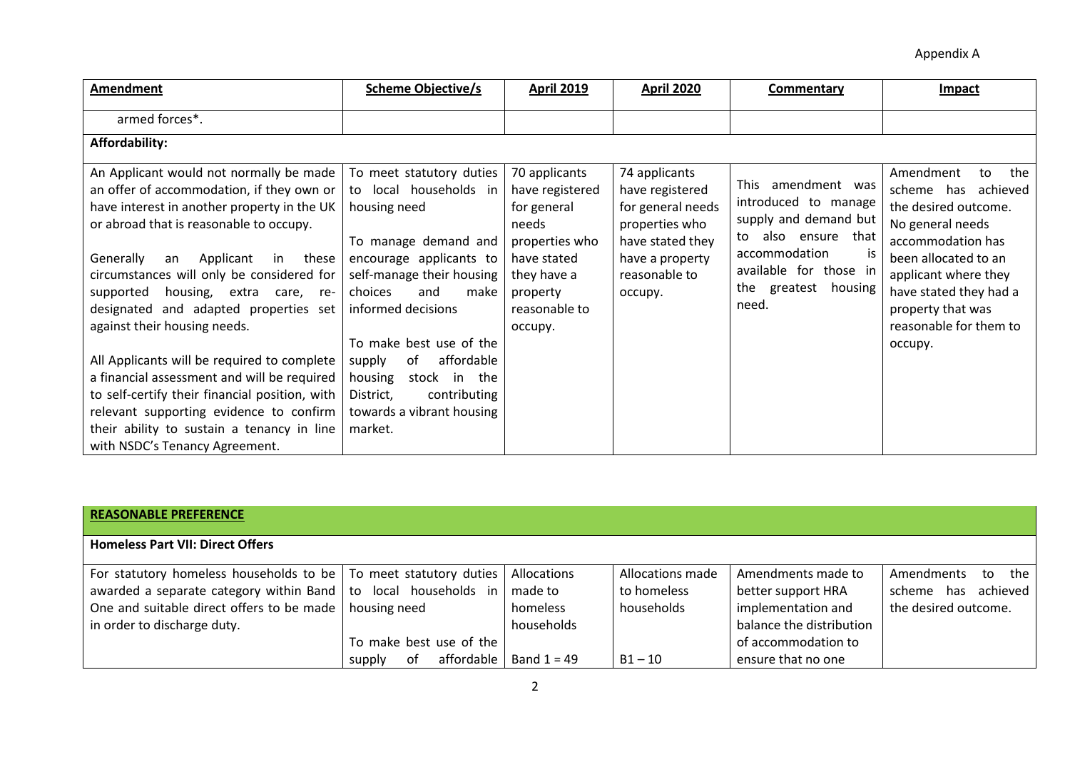Appendix A

| Amendment | Scheme Objective/s | April 2019 | April 2020 | Commentary | Impact |
|---|---|---|---|---|---|
| armed forces*. | | | | | |
| **Affordability:** | | | | | |
| An Applicant would not normally be made an offer of accommodation, if they own or have interest in another property in the UK or abroad that is reasonable to occupy.<br><br>Generally an Applicant in these circumstances will only be considered for supported housing, extra care, re-designated and adapted properties set against their housing needs.<br><br>All Applicants will be required to complete a financial assessment and will be required to self-certify their financial position, with relevant supporting evidence to confirm their ability to sustain a tenancy in line with NSDC's Tenancy Agreement. | To meet statutory duties to local households in housing need<br><br>To manage demand and encourage applicants to self-manage their housing choices and make informed decisions<br><br>To make best use of the supply of affordable housing stock in the District, contributing towards a vibrant housing market. | 70 applicants have registered for general needs properties who have stated they have a property reasonable to occupy. | 74 applicants have registered for general needs properties who have stated they have a property reasonable to occupy. | This amendment was introduced to manage supply and demand but to also ensure that accommodation is available for those in the greatest housing need. | Amendment to the scheme has achieved the desired outcome. No general needs accommodation has been allocated to an applicant where they have stated they had a property that was reasonable for them to occupy. |

| **REASONABLE PREFERENCE** | | | | | |
|---|---|---|---|---|---|
| **Homeless Part VII: Direct Offers** | | | | | |
| For statutory homeless households to be awarded a separate category within Band One and suitable direct offers to be made in order to discharge duty. | To meet statutory duties to local households in housing need<br><br>To make best use of the supply of affordable | Allocations made to homeless households<br><br>Band 1 = 49 | Allocations made to homeless households<br><br>B1 – 10 | Amendments made to better support HRA implementation and balance the distribution of accommodation to ensure that no one | Amendments to the scheme has achieved the desired outcome. |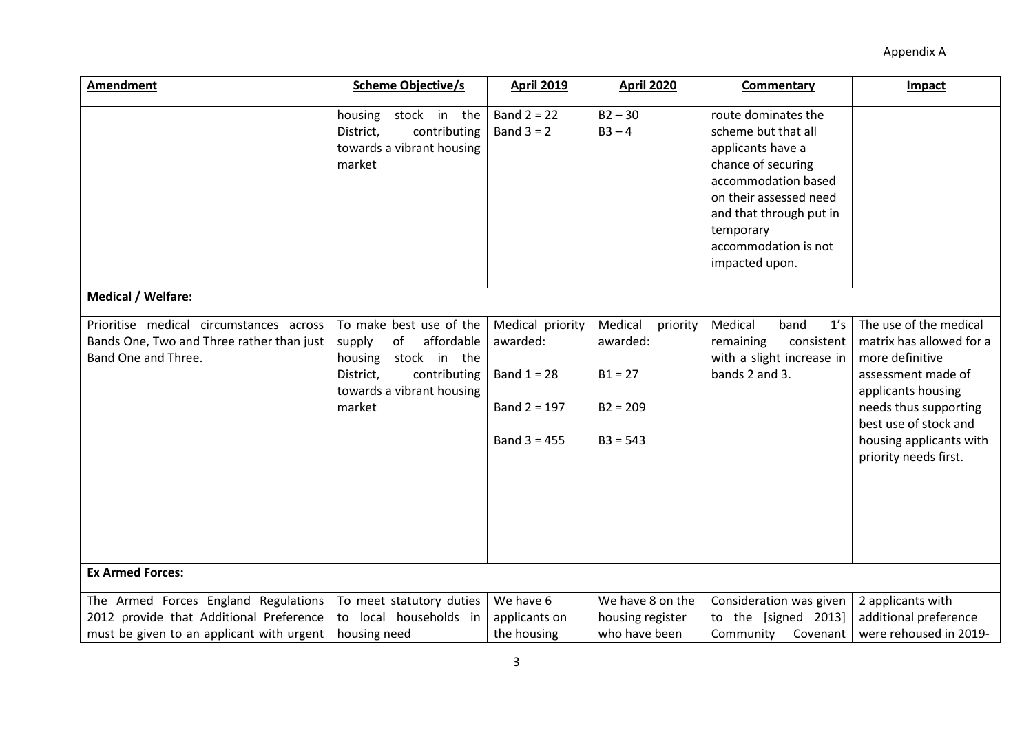Appendix A

| Amendment | Scheme Objective/s | April 2019 | April 2020 | Commentary | Impact |
|---|---|---|---|---|---|
| | housing stock in the District, contributing towards a vibrant housing market | Band 2 = 22<br>Band 3 = 2 | B2 – 30<br>B3 – 4 | route dominates the scheme but that all applicants have a chance of securing accommodation based on their assessed need and that through put in temporary accommodation is not impacted upon. | |
| **Medical / Welfare:** | | | | | |
| Prioritise medical circumstances across Bands One, Two and Three rather than just Band One and Three. | To make best use of the supply of affordable housing stock in the District, contributing towards a vibrant housing market | Medical priority awarded:<br><br>Band 1 = 28<br><br>Band 2 = 197<br><br>Band 3 = 455 | Medical priority awarded:<br><br>B1 = 27<br><br>B2 = 209<br><br>B3 = 543 | Medical band 1's remaining consistent with a slight increase in bands 2 and 3. | The use of the medical matrix has allowed for a more definitive assessment made of applicants housing needs thus supporting best use of stock and housing applicants with priority needs first. |
| **Ex Armed Forces:** | | | | | |
| The Armed Forces England Regulations 2012 provide that Additional Preference must be given to an applicant with urgent | To meet statutory duties to local households in housing need | We have 6 applicants on the housing | We have 8 on the housing register who have been | Consideration was given to the [signed 2013] Community Covenant | 2 applicants with additional preference were rehoused in 2019- |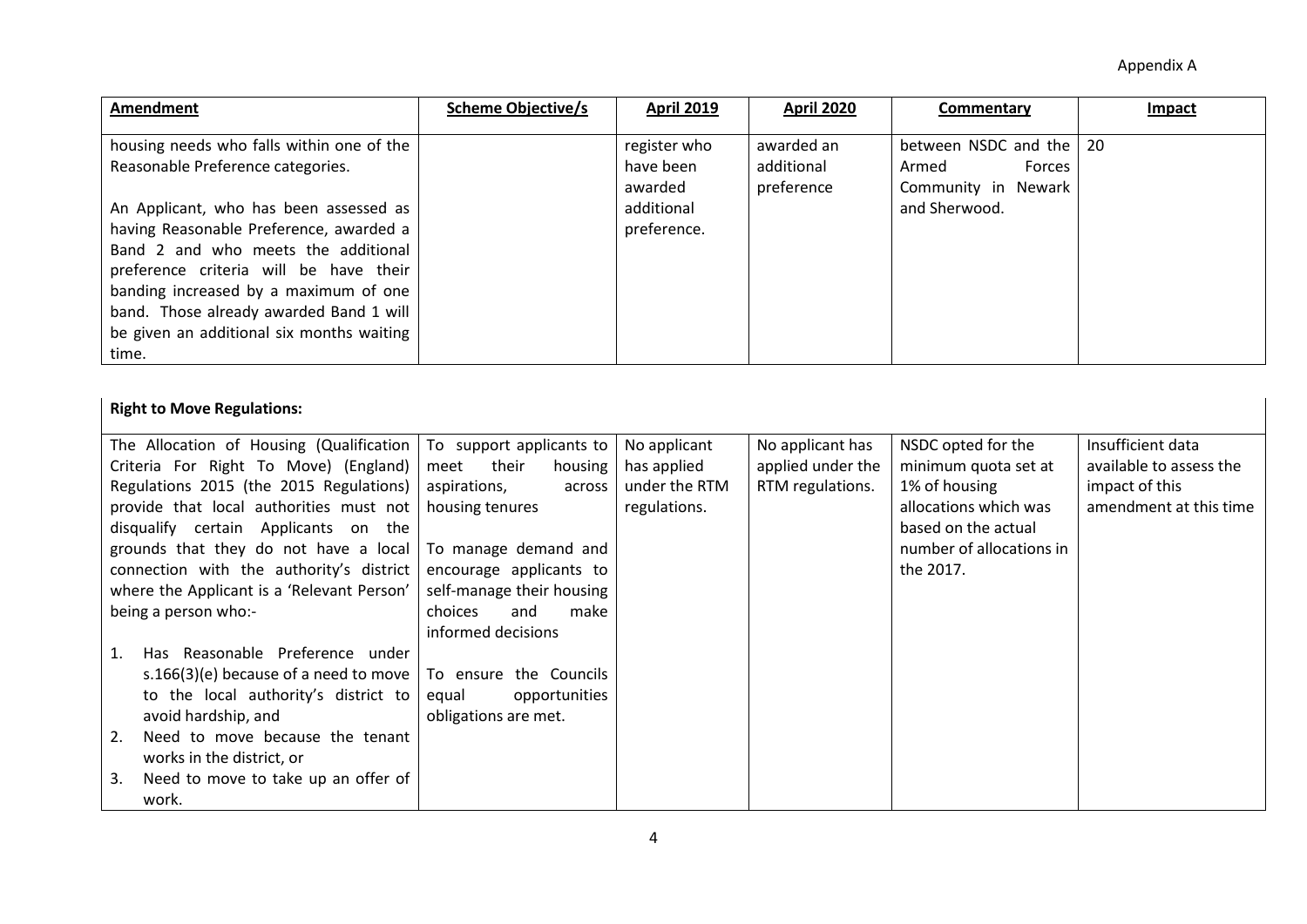Appendix A

| Amendment | Scheme Objective/s | April 2019 | April 2020 | Commentary | Impact |
|---|---|---|---|---|---|
| housing needs who falls within one of the Reasonable Preference categories.<br><br>An Applicant, who has been assessed as having Reasonable Preference, awarded a Band 2 and who meets the additional preference criteria will be have their banding increased by a maximum of one band. Those already awarded Band 1 will be given an additional six months waiting time. | | register who have been awarded additional preference. | awarded an additional preference | between NSDC and the Armed Forces Community in Newark and Sherwood. | 20 |
| **Right to Move Regulations:** | | | | | |
| The Allocation of Housing (Qualification Criteria For Right To Move) (England) Regulations 2015 (the 2015 Regulations) provide that local authorities must not disqualify certain Applicants on the grounds that they do not have a local connection with the authority's district where the Applicant is a 'Relevant Person' being a person who:-<br><br>1. Has Reasonable Preference under s.166(3)(e) because of a need to move to the local authority's district to avoid hardship, and<br>2. Need to move because the tenant works in the district, or<br>3. Need to move to take up an offer of work. | To support applicants to meet their housing aspirations, across housing tenures<br><br>To manage demand and encourage applicants to self-manage their housing choices and make informed decisions<br><br>To ensure the Councils equal opportunities obligations are met. | No applicant has applied under the RTM regulations. | No applicant has applied under the RTM regulations. | NSDC opted for the minimum quota set at 1% of housing allocations which was based on the actual number of allocations in the 2017. | Insufficient data available to assess the impact of this amendment at this time |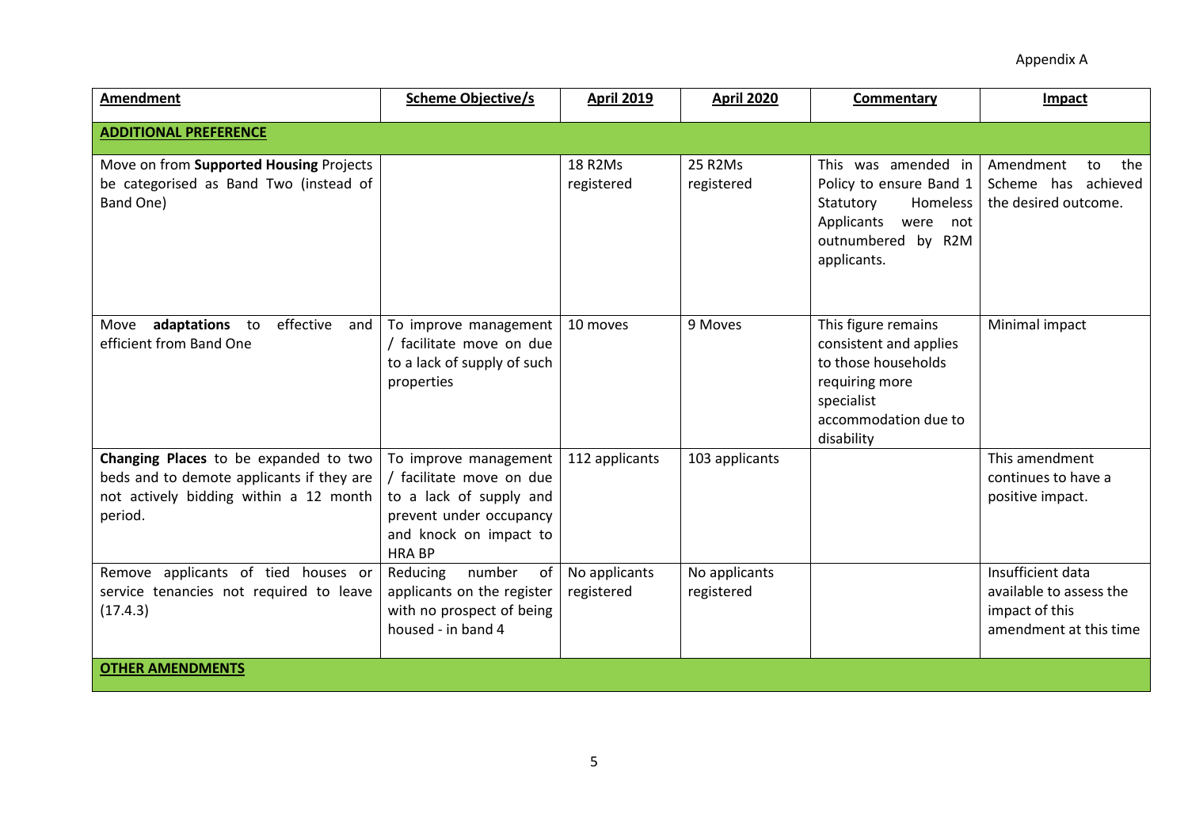Appendix A

| **Amendment** | **Scheme Objective/s** | **April 2019** | **April 2020** | **Commentary** | **Impact** |
|---|---|---|---|---|---|
| **ADDITIONAL PREFERENCE** | | | | | |
| Move on from **Supported Housing** Projects be categorised as Band Two (instead of Band One) | | 18 R2Ms registered | 25 R2Ms registered | This was amended in Policy to ensure Band 1 Statutory Homeless Applicants were not outnumbered by R2M applicants. | Amendment to the Scheme has achieved the desired outcome. |
| Move **adaptations** to effective and efficient from Band One | To improve management / facilitate move on due to a lack of supply of such properties | 10 moves | 9 Moves | This figure remains consistent and applies to those households requiring more specialist accommodation due to disability | Minimal impact |
| **Changing Places** to be expanded to two beds and to demote applicants if they are not actively bidding within a 12 month period. | To improve management / facilitate move on due to a lack of supply and prevent under occupancy and knock on impact to HRA BP | 112 applicants | 103 applicants | | This amendment continues to have a positive impact. |
| Remove applicants of tied houses or service tenancies not required to leave (17.4.3) | Reducing number of applicants on the register with no prospect of being housed - in band 4 | No applicants registered | No applicants registered | | Insufficient data available to assess the impact of this amendment at this time |
| **OTHER AMENDMENTS** | | | | | |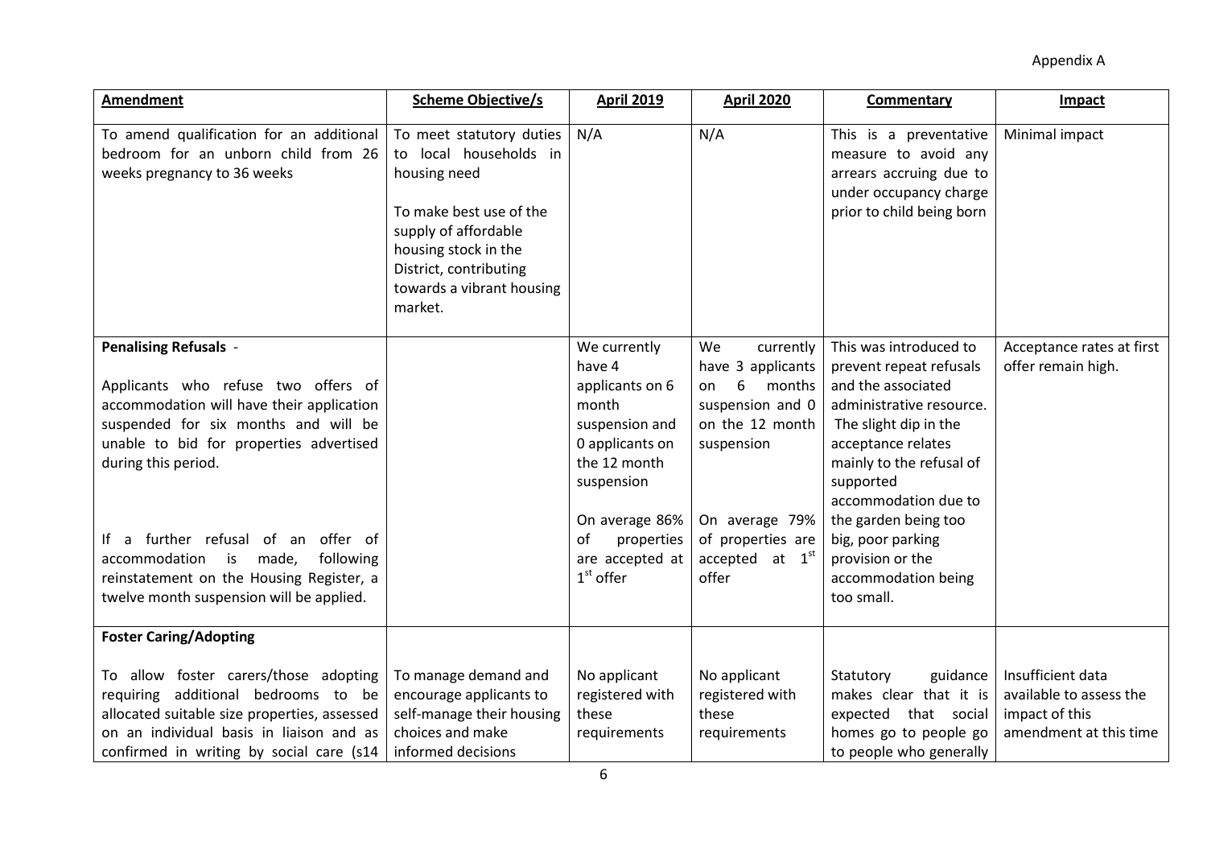Appendix A

| **Amendment** | **Scheme Objective/s** | **April 2019** | **April 2020** | **Commentary** | **Impact** |
|---|---|---|---|---|---|
| To amend qualification for an additional bedroom for an unborn child from 26 weeks pregnancy to 36 weeks | To meet statutory duties to local households in housing need<br><br>To make best use of the supply of affordable housing stock in the District, contributing towards a vibrant housing market. | N/A | N/A | This is a preventative measure to avoid any arrears accruing due to under occupancy charge prior to child being born | Minimal impact |
| **Penalising Refusals** -<br><br>Applicants who refuse two offers of accommodation will have their application suspended for six months and will be unable to bid for properties advertised during this period.<br><br>If a further refusal of an offer of accommodation is made, following reinstatement on the Housing Register, a twelve month suspension will be applied. | | We currently have 4 applicants on 6 month suspension and 0 applicants on the 12 month suspension<br><br>On average 86% of properties are accepted at 1st offer | We currently have 3 applicants on 6 months suspension and 0 on the 12 month suspension<br><br>On average 79% of properties are accepted at 1st offer | This was introduced to prevent repeat refusals and the associated administrative resource. The slight dip in the acceptance relates mainly to the refusal of supported accommodation due to the garden being too big, poor parking provision or the accommodation being too small. | Acceptance rates at first offer remain high. |
| **Foster Caring/Adopting**<br><br>To allow foster carers/those adopting requiring additional bedrooms to be allocated suitable size properties, assessed on an individual basis in liaison and as confirmed in writing by social care (s14 | To manage demand and encourage applicants to self-manage their housing choices and make informed decisions | No applicant registered with these requirements | No applicant registered with these requirements | Statutory guidance makes clear that it is expected that social homes go to people go to people who generally | Insufficient data available to assess the impact of this amendment at this time |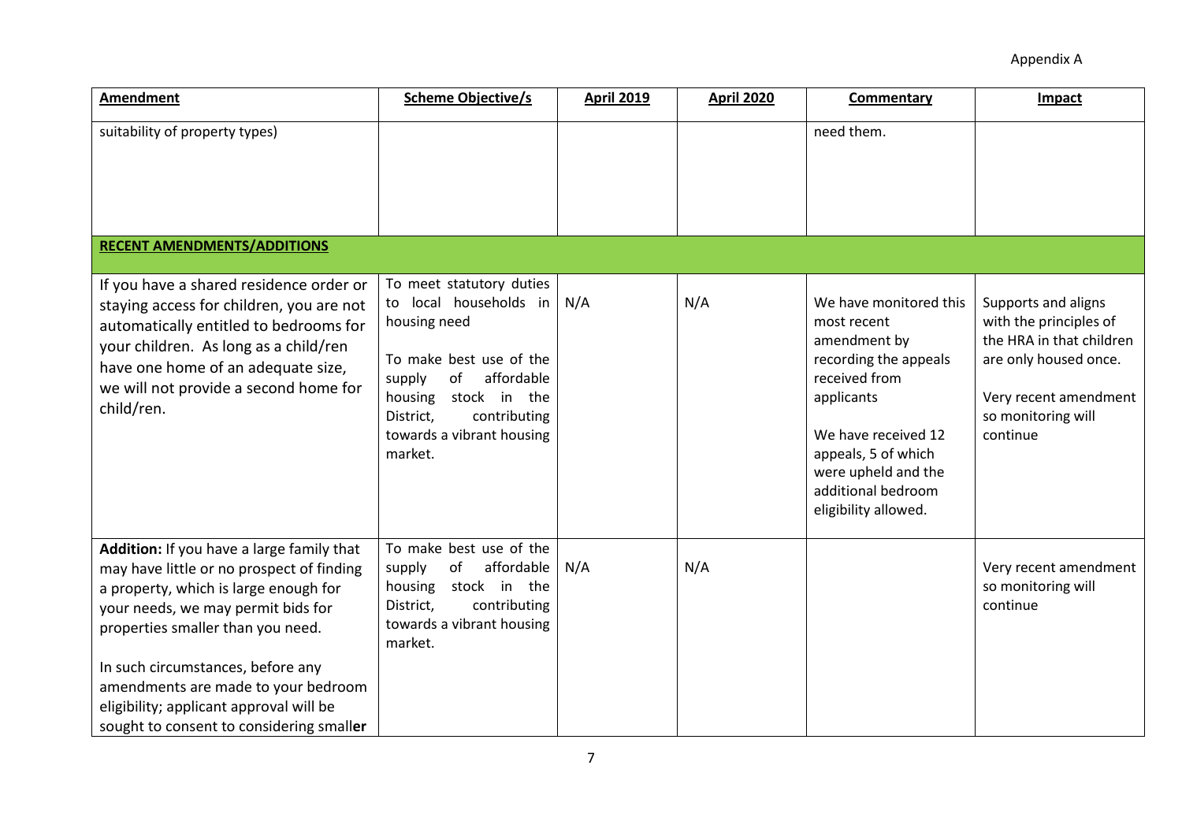Appendix A

| Amendment | Scheme Objective/s | April 2019 | April 2020 | Commentary | Impact |
|---|---|---|---|---|---|
| suitability of property types) | | | | need them. | |
| **RECENT AMENDMENTS/ADDITIONS** | | | | | |
| If you have a shared residence order or staying access for children, you are not automatically entitled to bedrooms for your children. As long as a child/ren have one home of an adequate size, we will not provide a second home for child/ren. | To meet statutory duties to local households in housing need<br><br>To make best use of the supply of affordable housing stock in the District, contributing towards a vibrant housing market. | N/A | N/A | We have monitored this most recent amendment by recording the appeals received from applicants<br><br>We have received 12 appeals, 5 of which were upheld and the additional bedroom eligibility allowed. | Supports and aligns with the principles of the HRA in that children are only housed once.<br><br>Very recent amendment so monitoring will continue |
| **Addition:** If you have a large family that may have little or no prospect of finding a property, which is large enough for your needs, we may permit bids for properties smaller than you need.<br><br>In such circumstances, before any amendments are made to your bedroom eligibility; applicant approval will be sought to consent to considering small**er** | To make best use of the supply of affordable housing stock in the District, contributing towards a vibrant housing market. | N/A | N/A | | Very recent amendment so monitoring will continue |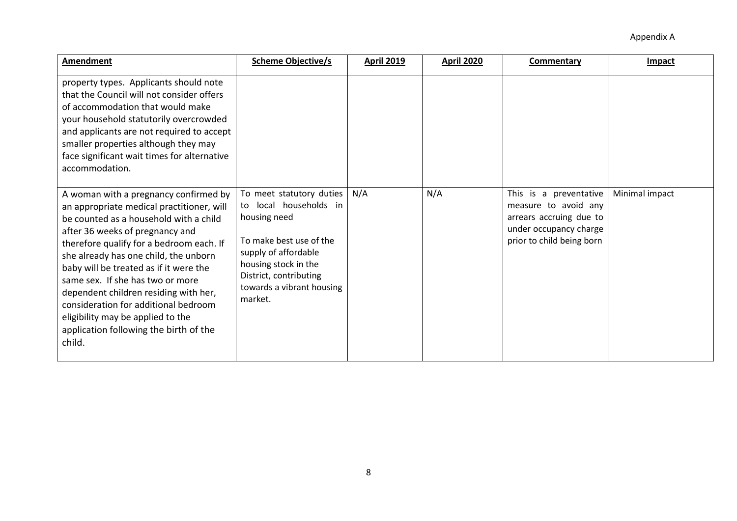Appendix A

| Amendment | Scheme Objective/s | April 2019 | April 2020 | Commentary | Impact |
| --- | --- | --- | --- | --- | --- |
| property types. Applicants should note that the Council will not consider offers of accommodation that would make your household statutorily overcrowded and applicants are not required to accept smaller properties although they may face significant wait times for alternative accommodation. | | | | | |
| A woman with a pregnancy confirmed by an appropriate medical practitioner, will be counted as a household with a child after 36 weeks of pregnancy and therefore qualify for a bedroom each. If she already has one child, the unborn baby will be treated as if it were the same sex. If she has two or more dependent children residing with her, consideration for additional bedroom eligibility may be applied to the application following the birth of the child. | To meet statutory duties to local households in housing need<br><br>To make best use of the supply of affordable housing stock in the District, contributing towards a vibrant housing market. | N/A | N/A | This is a preventative measure to avoid any arrears accruing due to under occupancy charge prior to child being born | Minimal impact |